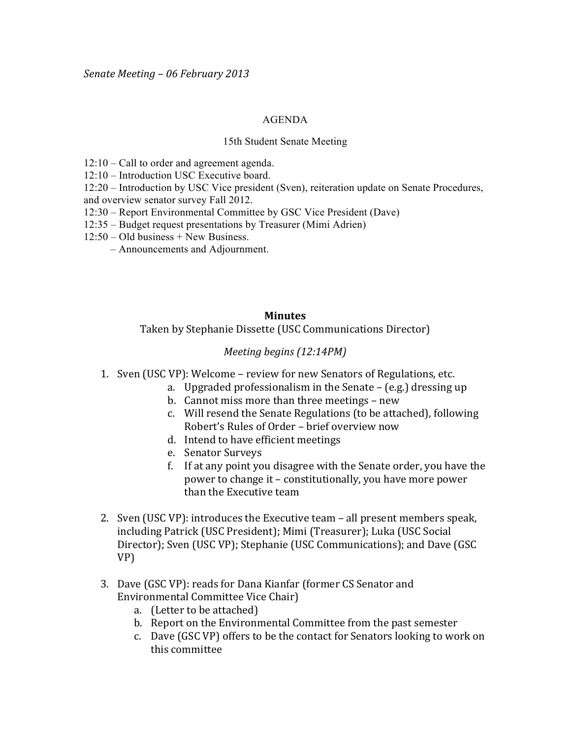*Senate Meeting – 06 February 2013*

AGENDA

15th Student Senate Meeting

12:10 – Call to order and agreement agenda.
12:10 – Introduction USC Executive board.
12:20 – Introduction by USC Vice president (Sven), reiteration update on Senate Procedures, and overview senator survey Fall 2012.
12:30 – Report Environmental Committee by GSC Vice President (Dave)
12:35 – Budget request presentations by Treasurer (Mimi Adrien)
12:50 – Old business + New Business.
– Announcements and Adjournment.

## Minutes

Taken by Stephanie Dissette (USC Communications Director)

*Meeting begins (12:14PM)*

1. Sven (USC VP): Welcome – review for new Senators of Regulations, etc.
   a. Upgraded professionalism in the Senate – (e.g.) dressing up
   b. Cannot miss more than three meetings – new
   c. Will resend the Senate Regulations (to be attached), following Robert's Rules of Order – brief overview now
   d. Intend to have efficient meetings
   e. Senator Surveys
   f. If at any point you disagree with the Senate order, you have the power to change it – constitutionally, you have more power than the Executive team

2. Sven (USC VP): introduces the Executive team – all present members speak, including Patrick (USC President); Mimi (Treasurer); Luka (USC Social Director); Sven (USC VP); Stephanie (USC Communications); and Dave (GSC VP)

3. Dave (GSC VP): reads for Dana Kianfar (former CS Senator and Environmental Committee Vice Chair)
   a. (Letter to be attached)
   b. Report on the Environmental Committee from the past semester
   c. Dave (GSC VP) offers to be the contact for Senators looking to work on this committee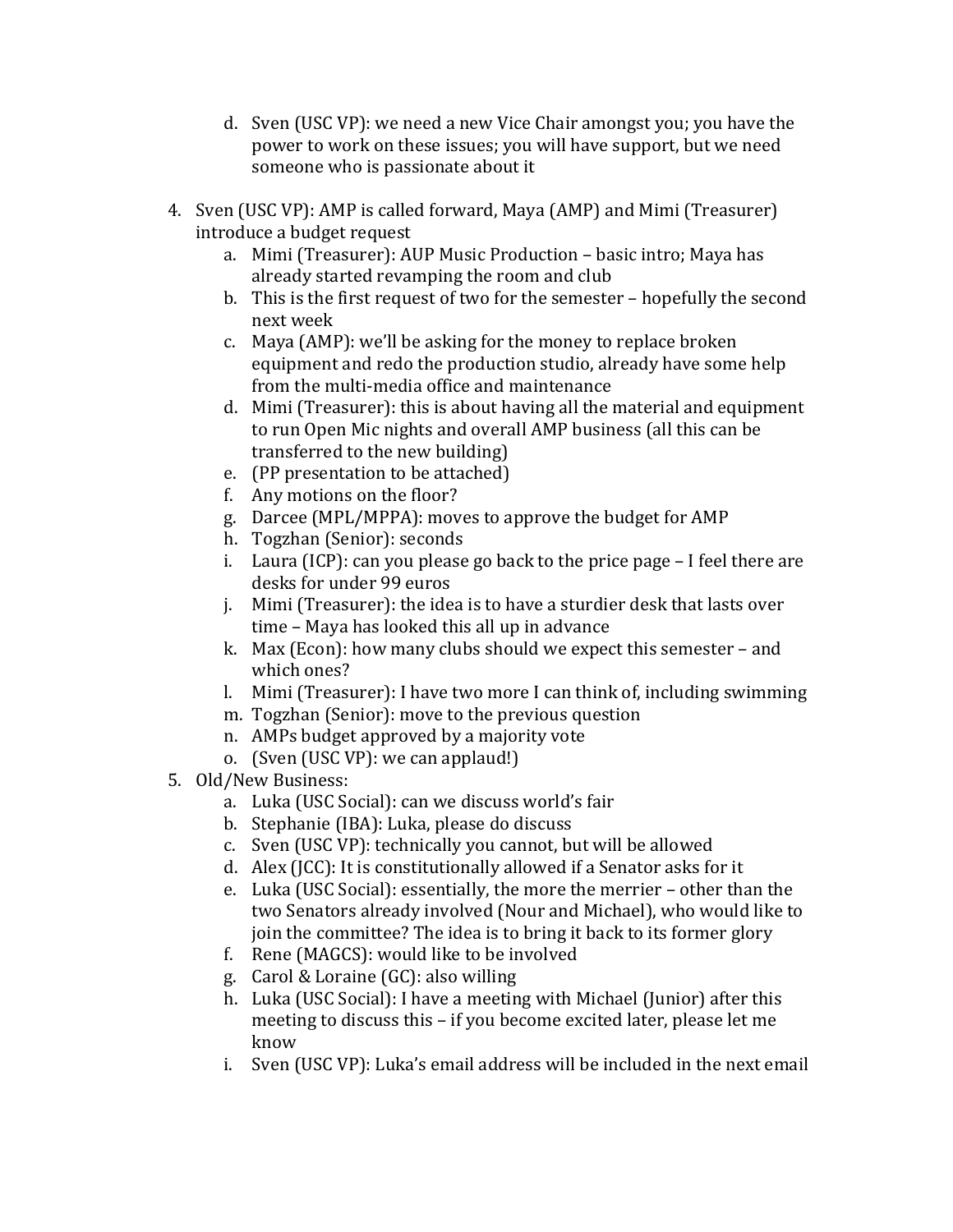d. Sven (USC VP): we need a new Vice Chair amongst you; you have the power to work on these issues; you will have support, but we need someone who is passionate about it

4. Sven (USC VP): AMP is called forward, Maya (AMP) and Mimi (Treasurer) introduce a budget request
   a. Mimi (Treasurer): AUP Music Production – basic intro; Maya has already started revamping the room and club
   b. This is the first request of two for the semester – hopefully the second next week
   c. Maya (AMP): we'll be asking for the money to replace broken equipment and redo the production studio, already have some help from the multi-media office and maintenance
   d. Mimi (Treasurer): this is about having all the material and equipment to run Open Mic nights and overall AMP business (all this can be transferred to the new building)
   e. (PP presentation to be attached)
   f. Any motions on the floor?
   g. Darcee (MPL/MPPA): moves to approve the budget for AMP
   h. Togzhan (Senior): seconds
   i. Laura (ICP): can you please go back to the price page – I feel there are desks for under 99 euros
   j. Mimi (Treasurer): the idea is to have a sturdier desk that lasts over time – Maya has looked this all up in advance
   k. Max (Econ): how many clubs should we expect this semester – and which ones?
   l. Mimi (Treasurer): I have two more I can think of, including swimming
   m. Togzhan (Senior): move to the previous question
   n. AMPs budget approved by a majority vote
   o. (Sven (USC VP): we can applaud!)
5. Old/New Business:
   a. Luka (USC Social): can we discuss world's fair
   b. Stephanie (IBA): Luka, please do discuss
   c. Sven (USC VP): technically you cannot, but will be allowed
   d. Alex (JCC): It is constitutionally allowed if a Senator asks for it
   e. Luka (USC Social): essentially, the more the merrier – other than the two Senators already involved (Nour and Michael), who would like to join the committee? The idea is to bring it back to its former glory
   f. Rene (MAGCS): would like to be involved
   g. Carol & Loraine (GC): also willing
   h. Luka (USC Social): I have a meeting with Michael (Junior) after this meeting to discuss this – if you become excited later, please let me know
   i. Sven (USC VP): Luka's email address will be included in the next email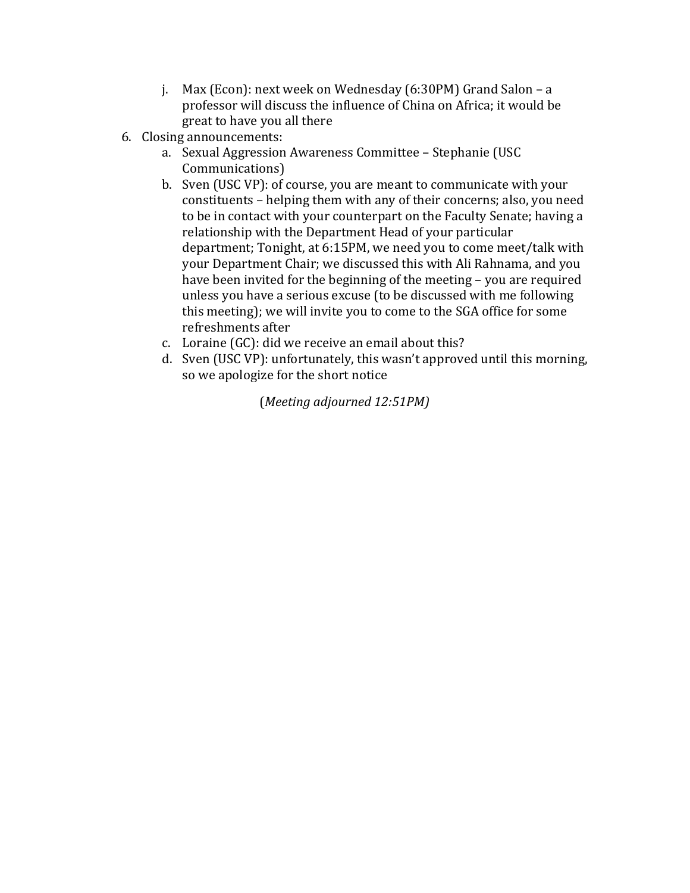j. Max (Econ): next week on Wednesday (6:30PM) Grand Salon – a professor will discuss the influence of China on Africa; it would be great to have you all there

6. Closing announcements:
   a. Sexual Aggression Awareness Committee – Stephanie (USC Communications)
   b. Sven (USC VP): of course, you are meant to communicate with your constituents – helping them with any of their concerns; also, you need to be in contact with your counterpart on the Faculty Senate; having a relationship with the Department Head of your particular department; Tonight, at 6:15PM, we need you to come meet/talk with your Department Chair; we discussed this with Ali Rahnama, and you have been invited for the beginning of the meeting – you are required unless you have a serious excuse (to be discussed with me following this meeting); we will invite you to come to the SGA office for some refreshments after
   c. Loraine (GC): did we receive an email about this?
   d. Sven (USC VP): unfortunately, this wasn't approved until this morning, so we apologize for the short notice

(*Meeting adjourned 12:51PM)*